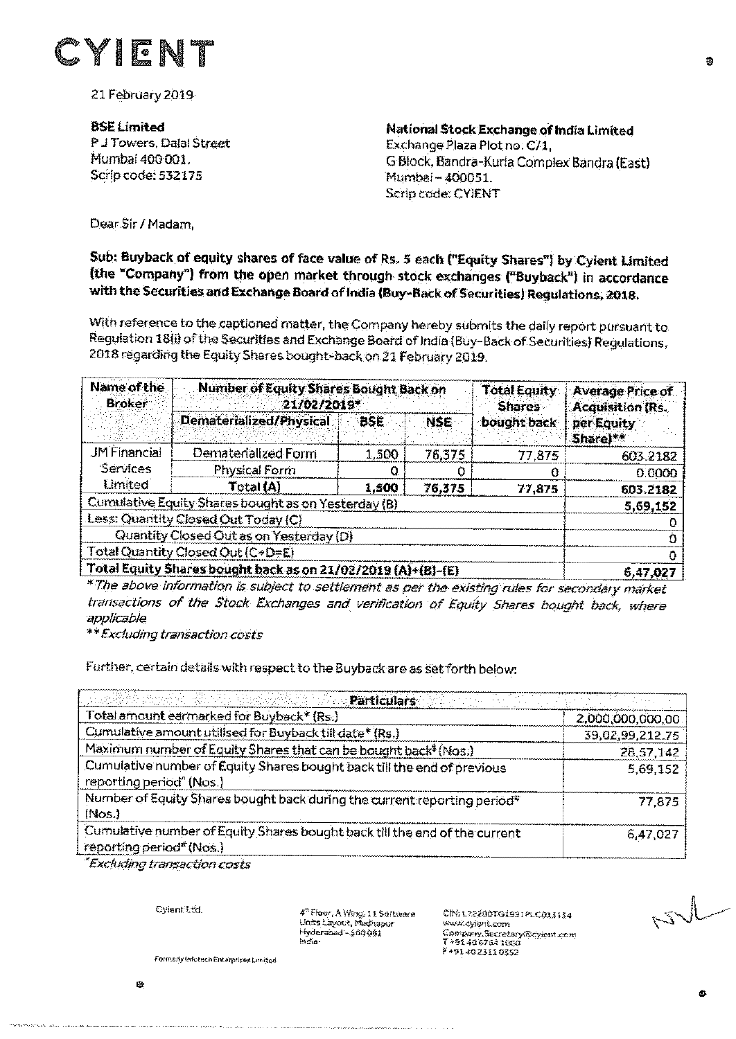# CYIENT

21 February 2019

**BSE Limited**
P J Towers, Dalal Street
Mumbai 400 001.
Scrip code: 532175

**National Stock Exchange of India Limited**
Exchange Plaza Plot no. C/1,
G Block, Bandra-Kurla Complex Bandra (East)
Mumbai – 400051.
Scrip code: CYIENT

Dear Sir / Madam,

**Sub: Buyback of equity shares of face value of Rs. 5 each ("Equity Shares") by Cyient Limited (the "Company") from the open market through stock exchanges ("Buyback") in accordance with the Securities and Exchange Board of India (Buy-Back of Securities) Regulations, 2018.**

With reference to the captioned matter, the Company hereby submits the daily report pursuant to Regulation 18(i) of the Securities and Exchange Board of India (Buy-Back of Securities) Regulations, 2018 regarding the Equity Shares bought-back on 21 February 2019.

| Name of the Broker | Number of Equity Shares Bought Back on 21/02/2019* | | | Total Equity Shares bought back | Average Price of Acquisition (Rs. per Equity Share)** |
|---|---|---|---|---|---|
| | Dematerialized/Physical | BSE | NSE | | |
| JM Financial Services Limited | Dematerialized Form | 1,500 | 76,375 | 77,875 | 603.2182 |
| | Physical Form | 0 | 0 | 0 | 0.0000 |
| | **Total (A)** | **1,500** | **76,375** | **77,875** | **603.2182** |
| Cumulative Equity Shares bought as on Yesterday (B) | | | | | **5,69,152** |
| Less: Quantity Closed Out Today (C) | | | | | 0 |
| Quantity Closed Out as on Yesterday (D) | | | | | 0 |
| Total Quantity Closed Out (C+D=E) | | | | | 0 |
| **Total Equity Shares bought back as on 21/02/2019 (A)+(B)-(E)** | | | | | **6,47,027** |

*\* The above information is subject to settlement as per the existing rules for secondary market transactions of the Stock Exchanges and verification of Equity Shares bought back, where applicable*

*\*\* Excluding transaction costs*

Further, certain details with respect to the Buyback are as set forth below:

| Particulars | |
|---|---|
| Total amount earmarked for Buyback* (Rs.) | 2,000,000,000.00 |
| Cumulative amount utilised for Buyback till date* (Rs.) | 39,02,99,212.75 |
| Maximum number of Equity Shares that can be bought back$ (Nos.) | 28,57,142 |
| Cumulative number of Equity Shares bought back till the end of previous reporting period* (Nos.) | 5,69,152 |
| Number of Equity Shares bought back during the current reporting period* (Nos.) | 77,875 |
| Cumulative number of Equity Shares bought back till the end of the current reporting period* (Nos.) | 6,47,027 |

*\*Excluding transaction costs*

Cyient Ltd.

Formerly Infotech Enterprises Limited

4th Floor, A Wing, 11 Software Units Layout, Madhapur
Hyderabad - 500081
India

CIN: L72200TG1991PLC013134
www.cyient.com
Company.Secretary@cyient.com
T +91 40 6764 1000
F +91 40 2311 0352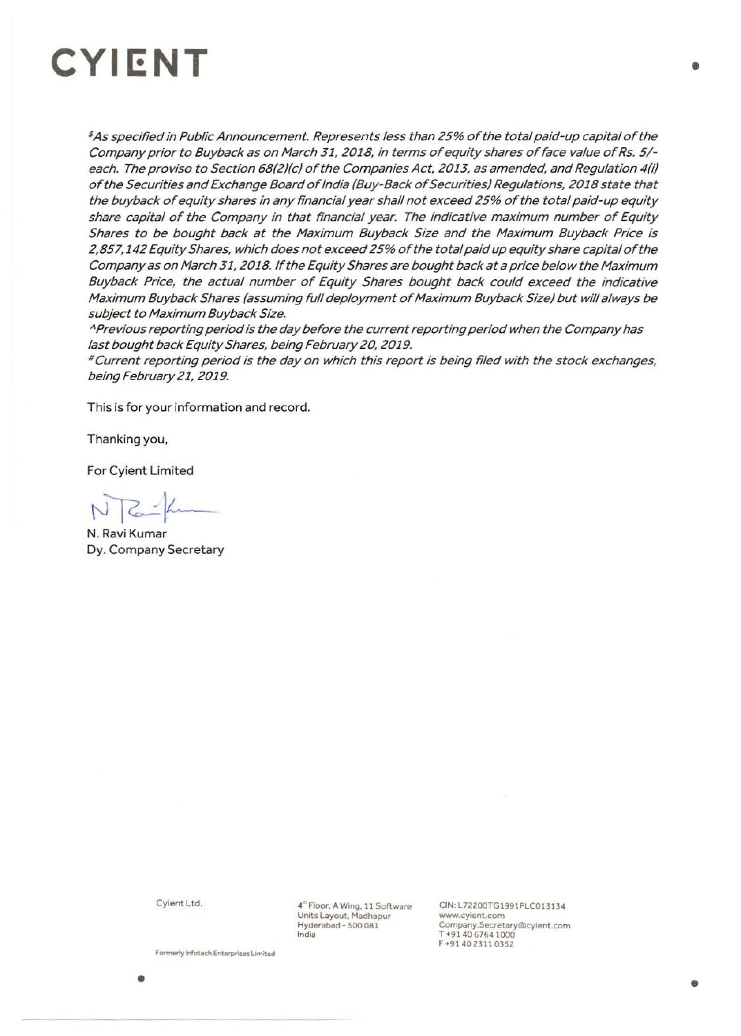# CYIENT

*$As specified in Public Announcement. Represents less than 25% of the total paid-up capital of the Company prior to Buyback as on March 31, 2018, in terms of equity shares of face value of Rs. 5/- each. The proviso to Section 68(2)(c) of the Companies Act, 2013, as amended, and Regulation 4(i) of the Securities and Exchange Board of India (Buy-Back of Securities) Regulations, 2018 state that the buyback of equity shares in any financial year shall not exceed 25% of the total paid-up equity share capital of the Company in that financial year. The indicative maximum number of Equity Shares to be bought back at the Maximum Buyback Size and the Maximum Buyback Price is 2,857,142 Equity Shares, which does not exceed 25% of the total paid up equity share capital of the Company as on March 31, 2018. If the Equity Shares are bought back at a price below the Maximum Buyback Price, the actual number of Equity Shares bought back could exceed the indicative Maximum Buyback Shares (assuming full deployment of Maximum Buyback Size) but will always be subject to Maximum Buyback Size.*

*^Previous reporting period is the day before the current reporting period when the Company has last bought back Equity Shares, being February 20, 2019.*

*#Current reporting period is the day on which this report is being filed with the stock exchanges, being February 21, 2019.*

This is for your information and record.

Thanking you,

For Cyient Limited

N. Ravi Kumar
Dy. Company Secretary

Cyient Ltd.

4th Floor, A Wing, 11 Software Units Layout, Madhapur
Hyderabad - 500 081
India

CIN: L72200TG1991PLC013134
www.cyient.com
Company.Secretary@cyient.com
T +91 40 6764 1000
F +91 40 2311 0352

Formerly Infotech Enterprises Limited